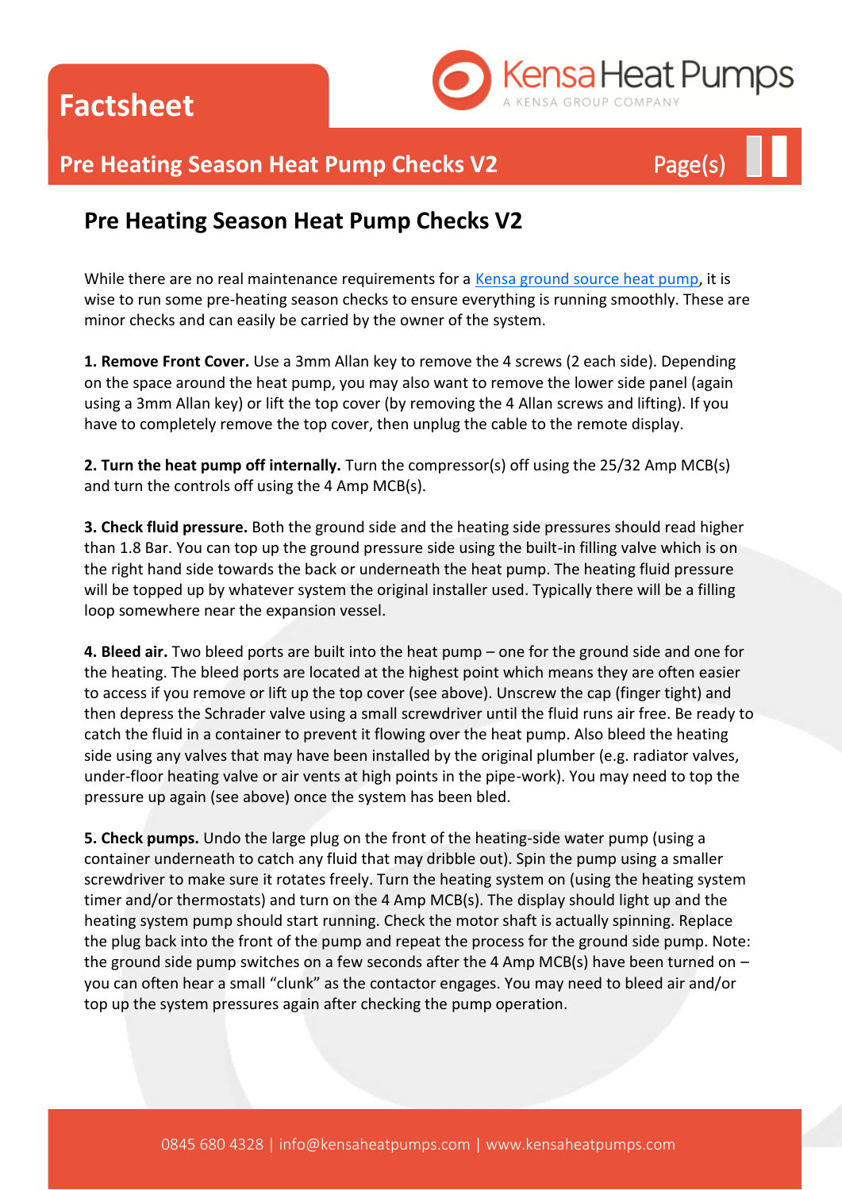# Factsheet

## Pre Heating Season Heat Pump Checks V2

While there are no real maintenance requirements for a Kensa ground source heat pump, it is wise to run some pre-heating season checks to ensure everything is running smoothly. These are minor checks and can easily be carried by the owner of the system.

**1. Remove Front Cover.** Use a 3mm Allan key to remove the 4 screws (2 each side). Depending on the space around the heat pump, you may also want to remove the lower side panel (again using a 3mm Allan key) or lift the top cover (by removing the 4 Allan screws and lifting). If you have to completely remove the top cover, then unplug the cable to the remote display.

**2. Turn the heat pump off internally.** Turn the compressor(s) off using the 25/32 Amp MCB(s) and turn the controls off using the 4 Amp MCB(s).

**3. Check fluid pressure.** Both the ground side and the heating side pressures should read higher than 1.8 Bar. You can top up the ground pressure side using the built-in filling valve which is on the right hand side towards the back or underneath the heat pump. The heating fluid pressure will be topped up by whatever system the original installer used. Typically there will be a filling loop somewhere near the expansion vessel.

**4. Bleed air.** Two bleed ports are built into the heat pump – one for the ground side and one for the heating. The bleed ports are located at the highest point which means they are often easier to access if you remove or lift up the top cover (see above). Unscrew the cap (finger tight) and then depress the Schrader valve using a small screwdriver until the fluid runs air free. Be ready to catch the fluid in a container to prevent it flowing over the heat pump. Also bleed the heating side using any valves that may have been installed by the original plumber (e.g. radiator valves, under-floor heating valve or air vents at high points in the pipe-work). You may need to top the pressure up again (see above) once the system has been bled.

**5. Check pumps.** Undo the large plug on the front of the heating-side water pump (using a container underneath to catch any fluid that may dribble out). Spin the pump using a smaller screwdriver to make sure it rotates freely. Turn the heating system on (using the heating system timer and/or thermostats) and turn on the 4 Amp MCB(s). The display should light up and the heating system pump should start running. Check the motor shaft is actually spinning. Replace the plug back into the front of the pump and repeat the process for the ground side pump. Note: the ground side pump switches on a few seconds after the 4 Amp MCB(s) have been turned on – you can often hear a small "clunk" as the contactor engages. You may need to bleed air and/or top up the system pressures again after checking the pump operation.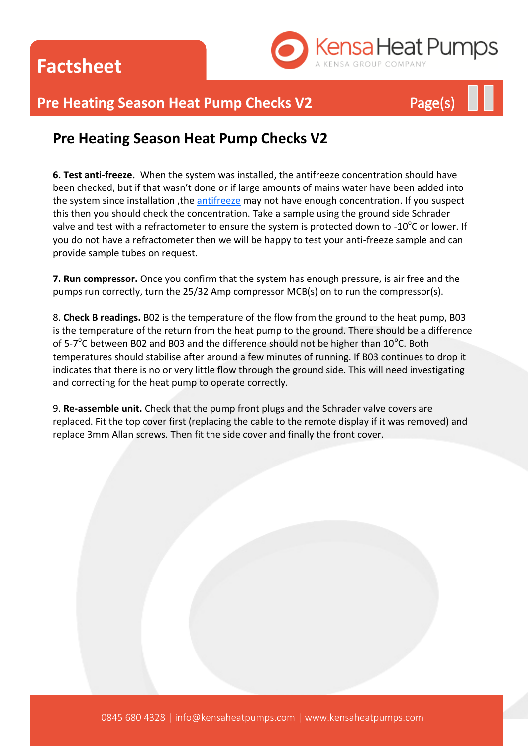## Pre Heating Season Heat Pump Checks V2

**6. Test anti-freeze.** When the system was installed, the antifreeze concentration should have been checked, but if that wasn't done or if large amounts of mains water have been added into the system since installation ,the antifreeze may not have enough concentration. If you suspect this then you should check the concentration. Take a sample using the ground side Schrader valve and test with a refractometer to ensure the system is protected down to -10°C or lower. If you do not have a refractometer then we will be happy to test your anti-freeze sample and can provide sample tubes on request.

**7. Run compressor.** Once you confirm that the system has enough pressure, is air free and the pumps run correctly, turn the 25/32 Amp compressor MCB(s) on to run the compressor(s).

8. **Check B readings.** B02 is the temperature of the flow from the ground to the heat pump, B03 is the temperature of the return from the heat pump to the ground. There should be a difference of 5-7°C between B02 and B03 and the difference should not be higher than 10°C. Both temperatures should stabilise after around a few minutes of running. If B03 continues to drop it indicates that there is no or very little flow through the ground side. This will need investigating and correcting for the heat pump to operate correctly.

9. **Re-assemble unit.** Check that the pump front plugs and the Schrader valve covers are replaced. Fit the top cover first (replacing the cable to the remote display if it was removed) and replace 3mm Allan screws. Then fit the side cover and finally the front cover.